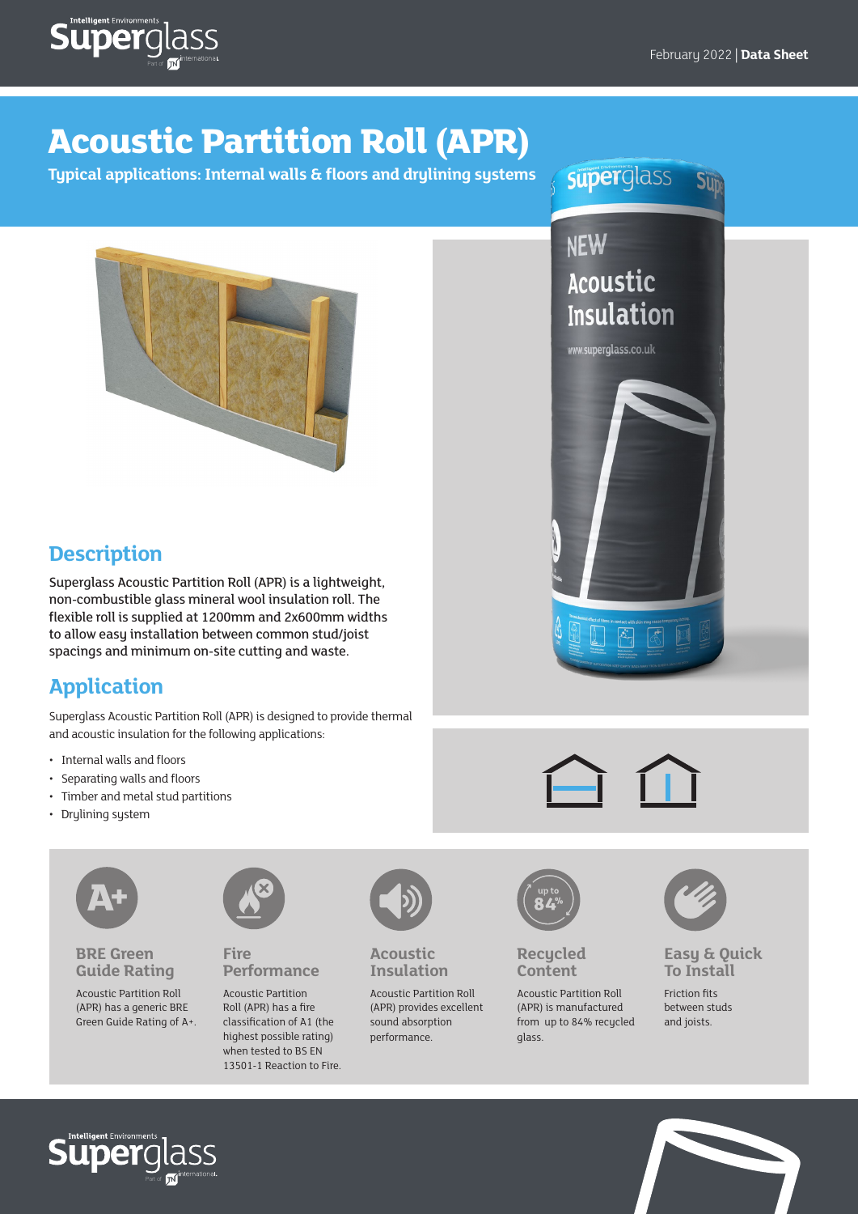February 2022 | **Data Sheet**

# Acoustic Partition Roll (APR)

**Typical applications: Internal walls & floors and drylining systems**

## Description

Superglass Acoustic Partition Roll (APR) is a lightweight, non-combustible glass mineral wool insulation roll. The flexible roll is supplied at 1200mm and 2x600mm widths to allow easy installation between common stud/joist spacings and minimum on-site cutting and waste.

## Application

Superglass Acoustic Partition Roll (APR) is designed to provide thermal and acoustic insulation for the following applications:

- Internal walls and floors
- Separating walls and floors
- Timber and metal stud partitions
- Drylining system

### BRE Green Guide Rating

Acoustic Partition Roll (APR) has a generic BRE Green Guide Rating of A+.

### Fire Performance

Acoustic Partition Roll (APR) has a fire classification of A1 (the highest possible rating) when tested to BS EN 13501-1 Reaction to Fire.

### Acoustic Insulation

Acoustic Partition Roll (APR) provides excellent sound absorption performance.

### Recycled Content

Acoustic Partition Roll (APR) is manufactured from up to 84% recycled glass.

### Easy & Quick To Install

Friction fits between studs and joists.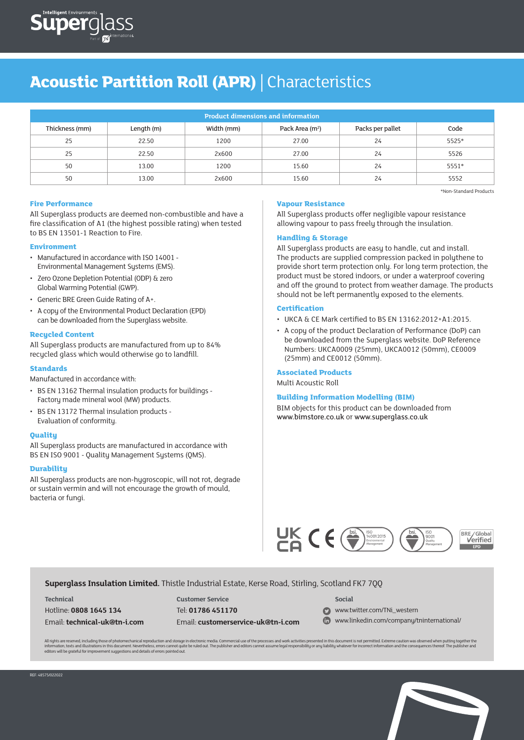# Acoustic Partition Roll (APR) | Characteristics

| Product dimensions and information | | | | | |
|---|---|---|---|---|---|
| Thickness (mm) | Length (m) | Width (mm) | Pack Area ($m^2$) | Packs per pallet | Code |
| 25 | 22.50 | 1200 | 27.00 | 24 | 5525* |
| 25 | 22.50 | 2x600 | 27.00 | 24 | 5526 |
| 50 | 13.00 | 1200 | 15.60 | 24 | 5551* |
| 50 | 13.00 | 2x600 | 15.60 | 24 | 5552 |

*Non-Standard Products

### Fire Performance

All Superglass products are deemed non-combustible and have a fire classification of A1 (the highest possible rating) when tested to BS EN 13501-1 Reaction to Fire.

### Environment

- Manufactured in accordance with ISO 14001 - Environmental Management Systems (EMS).
- Zero Ozone Depletion Potential (ODP) & zero Global Warming Potential (GWP).
- Generic BRE Green Guide Rating of A+.
- A copy of the Environmental Product Declaration (EPD) can be downloaded from the Superglass website.

### Recycled Content

All Superglass products are manufactured from up to 84% recycled glass which would otherwise go to landfill.

### Standards

Manufactured in accordance with:

- BS EN 13162 Thermal insulation products for buildings - Factory made mineral wool (MW) products.
- BS EN 13172 Thermal insulation products - Evaluation of conformity.

### Quality

All Superglass products are manufactured in accordance with BS EN ISO 9001 - Quality Management Systems (QMS).

### Durability

All Superglass products are non-hygroscopic, will not rot, degrade or sustain vermin and will not encourage the growth of mould, bacteria or fungi.

### Vapour Resistance

All Superglass products offer negligible vapour resistance allowing vapour to pass freely through the insulation.

### Handling & Storage

All Superglass products are easy to handle, cut and install. The products are supplied compression packed in polythene to provide short term protection only. For long term protection, the product must be stored indoors, or under a waterproof covering and off the ground to protect from weather damage. The products should not be left permanently exposed to the elements.

### Certification

- UKCA & CE Mark certified to BS EN 13162:2012+A1:2015.
- A copy of the product Declaration of Performance (DoP) can be downloaded from the Superglass website. DoP Reference Numbers: UKCA0009 (25mm), UKCA0012 (50mm), CE0009 (25mm) and CE0012 (50mm).

### Associated Products

Multi Acoustic Roll

### Building Information Modelling (BIM)

BIM objects for this product can be downloaded from www.bimstore.co.uk or www.superglass.co.uk

**Superglass Insulation Limited.** Thistle Industrial Estate, Kerse Road, Stirling, Scotland FK7 7QQ

**Technical**
Hotline: **0808 1645 134**
Email: **technical-uk@tn-i.com**

**Customer Service**
Tel: **01786 451170**
Email: **customerservice-uk@tn-i.com**

**Social**
www.twitter.com/TNi_western
www.linkedin.com/company/tninternational/

All rights are reserved, including those of photomechanical reproduction and storage in electronic media. Commercial use of the processes and work activities presented in this document is not permitted. Extreme caution was observed when putting together the information, texts and illustrations in this document. Nevertheless, errors cannot quite be ruled out. The publisher and editors cannot assume legal responsibility or any liability whatever for incorrect information and the consequences thereof. The publisher and editors will be grateful for improvement suggestions and details of errors pointed out.

REF: 48575/022022